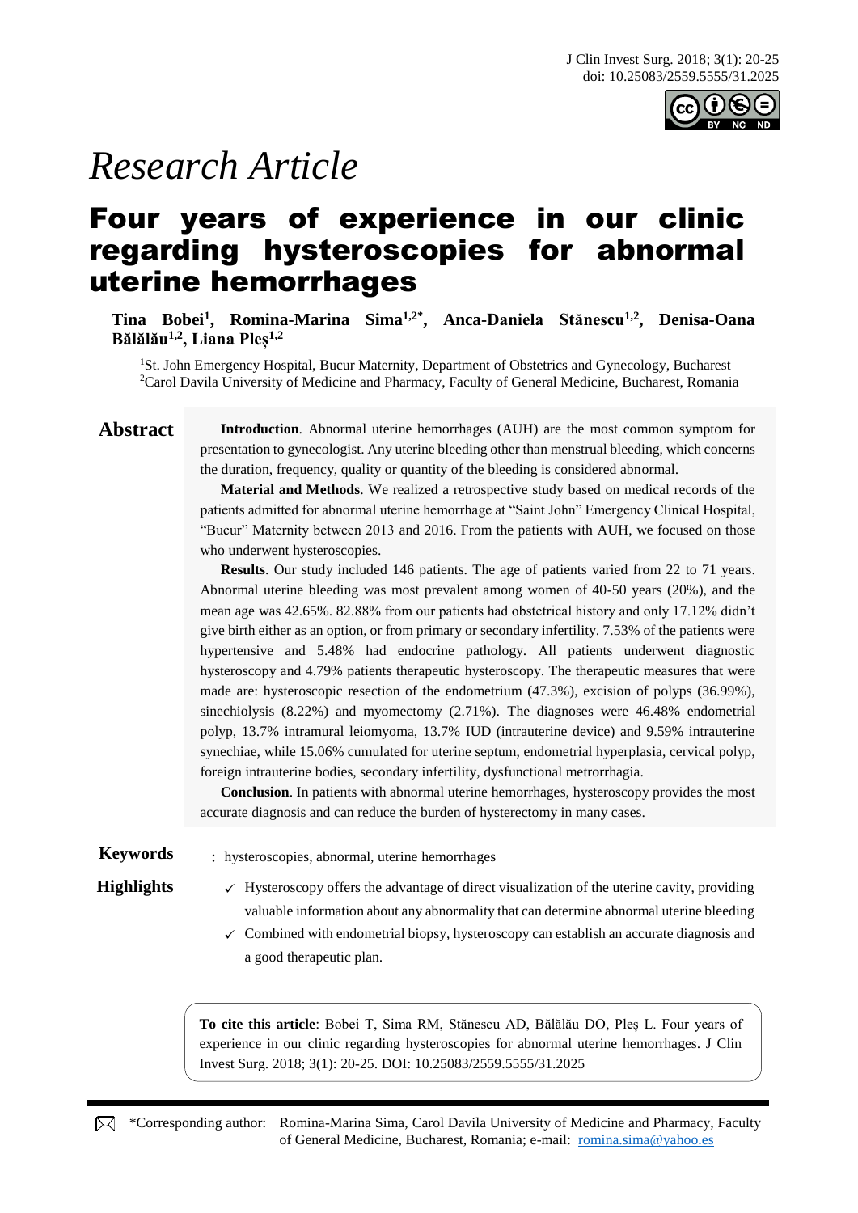*Research Article*

# Four years of experience in our clinic regarding hysteroscopies for abnormal uterine hemorrhages

**Tina Bobei[1], Romina-Marina Sima[1,2*], Anca-Daniela Stănescu[1,2], Denisa-Oana Bălălău[1,2], Liana Pleș[1,2]**

[1]St. John Emergency Hospital, Bucur Maternity, Department of Obstetrics and Gynecology, Bucharest
[2]Carol Davila University of Medicine and Pharmacy, Faculty of General Medicine, Bucharest, Romania

## Abstract

**Introduction**. Abnormal uterine hemorrhages (AUH) are the most common symptom for presentation to gynecologist. Any uterine bleeding other than menstrual bleeding, which concerns the duration, frequency, quality or quantity of the bleeding is considered abnormal.

**Material and Methods**. We realized a retrospective study based on medical records of the patients admitted for abnormal uterine hemorrhage at "Saint John" Emergency Clinical Hospital, "Bucur" Maternity between 2013 and 2016. From the patients with AUH, we focused on those who underwent hysteroscopies.

**Results**. Our study included 146 patients. The age of patients varied from 22 to 71 years. Abnormal uterine bleeding was most prevalent among women of 40-50 years (20%), and the mean age was 42.65%. 82.88% from our patients had obstetrical history and only 17.12% didn't give birth either as an option, or from primary or secondary infertility. 7.53% of the patients were hypertensive and 5.48% had endocrine pathology. All patients underwent diagnostic hysteroscopy and 4.79% patients therapeutic hysteroscopy. The therapeutic measures that were made are: hysteroscopic resection of the endometrium (47.3%), excision of polyps (36.99%), sinechiolysis (8.22%) and myomectomy (2.71%). The diagnoses were 46.48% endometrial polyp, 13.7% intramural leiomyoma, 13.7% IUD (intrauterine device) and 9.59% intrauterine synechiae, while 15.06% cumulated for uterine septum, endometrial hyperplasia, cervical polyp, foreign intrauterine bodies, secondary infertility, dysfunctional metrorrhagia.

**Conclusion**. In patients with abnormal uterine hemorrhages, hysteroscopy provides the most accurate diagnosis and can reduce the burden of hysterectomy in many cases.

**Keywords**: hysteroscopies, abnormal, uterine hemorrhages

**Highlights**

- ✓ Hysteroscopy offers the advantage of direct visualization of the uterine cavity, providing valuable information about any abnormality that can determine abnormal uterine bleeding
- ✓ Combined with endometrial biopsy, hysteroscopy can establish an accurate diagnosis and a good therapeutic plan.

**To cite this article**: Bobei T, Sima RM, Stănescu AD, Bălălău DO, Pleș L. Four years of experience in our clinic regarding hysteroscopies for abnormal uterine hemorrhages. J Clin Invest Surg. 2018; 3(1): 20-25. DOI: 10.25083/2559.5555/31.2025

*Corresponding author: Romina-Marina Sima, Carol Davila University of Medicine and Pharmacy, Faculty of General Medicine, Bucharest, Romania; e-mail: romina.sima@yahoo.es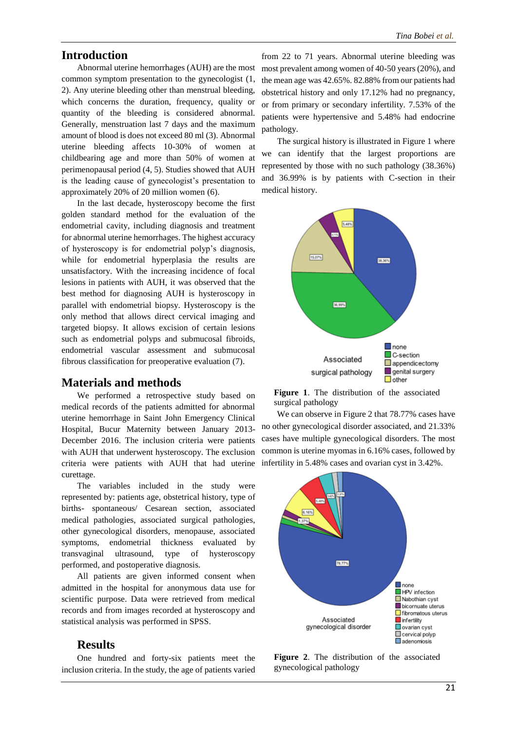## Introduction

Abnormal uterine hemorrhages (AUH) are the most common symptom presentation to the gynecologist (1, 2). Any uterine bleeding other than menstrual bleeding, which concerns the duration, frequency, quality or quantity of the bleeding is considered abnormal. Generally, menstruation last 7 days and the maximum amount of blood is does not exceed 80 ml (3). Abnormal uterine bleeding affects 10-30% of women at childbearing age and more than 50% of women at perimenopausal period (4, 5). Studies showed that AUH is the leading cause of gynecologist's presentation to approximately 20% of 20 million women (6).

In the last decade, hysteroscopy become the first golden standard method for the evaluation of the endometrial cavity, including diagnosis and treatment for abnormal uterine hemorrhages. The highest accuracy of hysteroscopy is for endometrial polyp's diagnosis, while for endometrial hyperplasia the results are unsatisfactory. With the increasing incidence of focal lesions in patients with AUH, it was observed that the best method for diagnosing AUH is hysteroscopy in parallel with endometrial biopsy. Hysteroscopy is the only method that allows direct cervical imaging and targeted biopsy. It allows excision of certain lesions such as endometrial polyps and submucosal fibroids, endometrial vascular assessment and submucosal fibrous classification for preoperative evaluation (7).

## Materials and methods

We performed a retrospective study based on medical records of the patients admitted for abnormal uterine hemorrhage in Saint John Emergency Clinical Hospital, Bucur Maternity between January 2013-December 2016. The inclusion criteria were patients with AUH that underwent hysteroscopy. The exclusion criteria were patients with AUH that had uterine curettage.

The variables included in the study were represented by: patients age, obstetrical history, type of births- spontaneous/ Cesarean section, associated medical pathologies, associated surgical pathologies, other gynecological disorders, menopause, associated symptoms, endometrial thickness evaluated by transvaginal ultrasound, type of hysteroscopy performed, and postoperative diagnosis.

All patients are given informed consent when admitted in the hospital for anonymous data use for scientific purpose. Data were retrieved from medical records and from images recorded at hysteroscopy and statistical analysis was performed in SPSS.

## Results

One hundred and forty-six patients meet the inclusion criteria. In the study, the age of patients varied from 22 to 71 years. Abnormal uterine bleeding was most prevalent among women of 40-50 years (20%), and the mean age was 42.65%. 82.88% from our patients had obstetrical history and only 17.12% had no pregnancy, or from primary or secondary infertility. 7.53% of the patients were hypertensive and 5.48% had endocrine pathology.

The surgical history is illustrated in Figure 1 where we can identify that the largest proportions are represented by those with no such pathology (38.36%) and 36.99% is by patients with C-section in their medical history.

**Figure 1**. The distribution of the associated surgical pathology

We can observe in Figure 2 that 78.77% cases have no other gynecological disorder associated, and 21.33% cases have multiple gynecological disorders. The most common is uterine myomas in 6.16% cases, followed by infertility in 5.48% cases and ovarian cyst in 3.42%.

**Figure 2**. The distribution of the associated gynecological pathology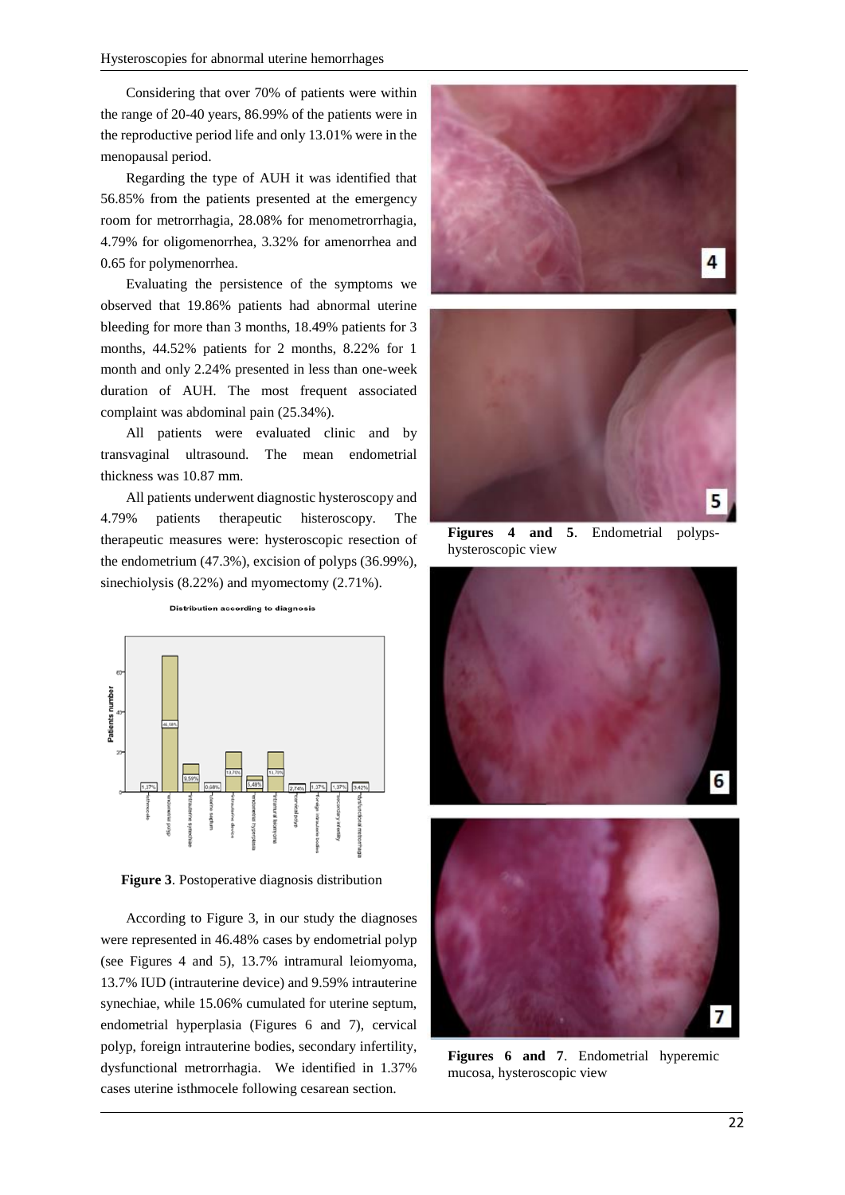Considering that over 70% of patients were within the range of 20-40 years, 86.99% of the patients were in the reproductive period life and only 13.01% were in the menopausal period.

Regarding the type of AUH it was identified that 56.85% from the patients presented at the emergency room for metrorrhagia, 28.08% for menometrorrhagia, 4.79% for oligomenorrhea, 3.32% for amenorrhea and 0.65 for polymenorrhea.

Evaluating the persistence of the symptoms we observed that 19.86% patients had abnormal uterine bleeding for more than 3 months, 18.49% patients for 3 months, 44.52% patients for 2 months, 8.22% for 1 month and only 2.24% presented in less than one-week duration of AUH. The most frequent associated complaint was abdominal pain (25.34%).

All patients were evaluated clinic and by transvaginal ultrasound. The mean endometrial thickness was 10.87 mm.

All patients underwent diagnostic hysteroscopy and 4.79% patients therapeutic histeroscopy. The therapeutic measures were: hysteroscopic resection of the endometrium (47.3%), excision of polyps (36.99%), sinechiolysis (8.22%) and myomectomy (2.71%).

**Figure 3**. Postoperative diagnosis distribution

According to Figure 3, in our study the diagnoses were represented in 46.48% cases by endometrial polyp (see Figures 4 and 5), 13.7% intramural leiomyoma, 13.7% IUD (intrauterine device) and 9.59% intrauterine synechiae, while 15.06% cumulated for uterine septum, endometrial hyperplasia (Figures 6 and 7), cervical polyp, foreign intrauterine bodies, secondary infertility, dysfunctional metrorrhagia. We identified in 1.37% cases uterine isthmocele following cesarean section.

**Figures 4 and 5**. Endometrial polyps- hysteroscopic view

**Figures 6 and 7**. Endometrial hyperemic mucosa, hysteroscopic view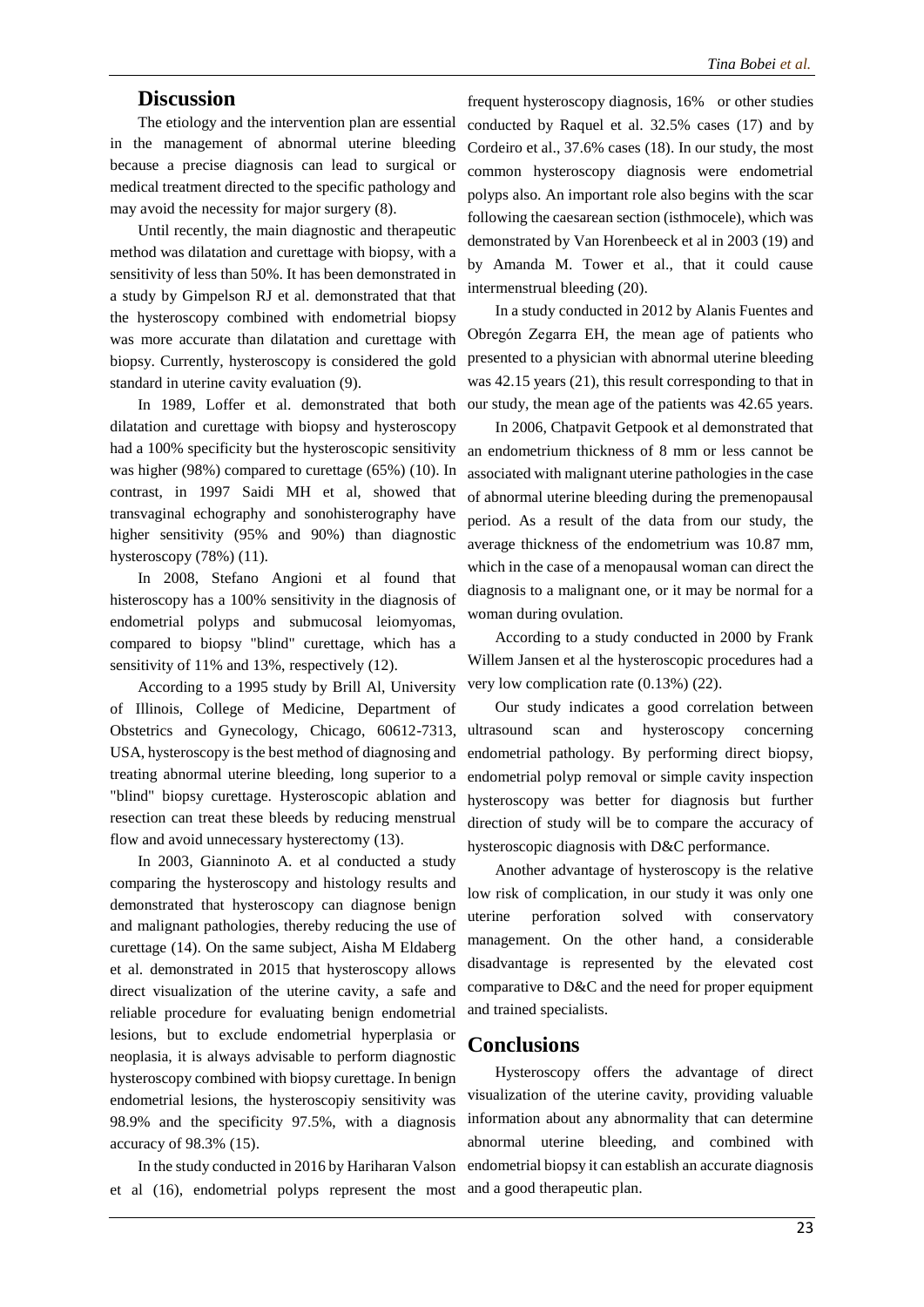## Discussion

The etiology and the intervention plan are essential in the management of abnormal uterine bleeding because a precise diagnosis can lead to surgical or medical treatment directed to the specific pathology and may avoid the necessity for major surgery (8).

Until recently, the main diagnostic and therapeutic method was dilatation and curettage with biopsy, with a sensitivity of less than 50%. It has been demonstrated in a study by Gimpelson RJ et al. demonstrated that that the hysteroscopy combined with endometrial biopsy was more accurate than dilatation and curettage with biopsy. Currently, hysteroscopy is considered the gold standard in uterine cavity evaluation (9).

In 1989, Loffer et al. demonstrated that both dilatation and curettage with biopsy and hysteroscopy had a 100% specificity but the hysteroscopic sensitivity was higher (98%) compared to curettage (65%) (10). In contrast, in 1997 Saidi MH et al, showed that transvaginal echography and sonohisterography have higher sensitivity (95% and 90%) than diagnostic hysteroscopy (78%) (11).

In 2008, Stefano Angioni et al found that histeroscopy has a 100% sensitivity in the diagnosis of endometrial polyps and submucosal leiomyomas, compared to biopsy "blind" curettage, which has a sensitivity of 11% and 13%, respectively (12).

According to a 1995 study by Brill Al, University of Illinois, College of Medicine, Department of Obstetrics and Gynecology, Chicago, 60612-7313, USA, hysteroscopy is the best method of diagnosing and treating abnormal uterine bleeding, long superior to a "blind" biopsy curettage. Hysteroscopic ablation and resection can treat these bleeds by reducing menstrual flow and avoid unnecessary hysterectomy (13).

In 2003, Gianninoto A. et al conducted a study comparing the hysteroscopy and histology results and demonstrated that hysteroscopy can diagnose benign and malignant pathologies, thereby reducing the use of curettage (14). On the same subject, Aisha M Eldaberg et al. demonstrated in 2015 that hysteroscopy allows direct visualization of the uterine cavity, a safe and reliable procedure for evaluating benign endometrial lesions, but to exclude endometrial hyperplasia or neoplasia, it is always advisable to perform diagnostic hysteroscopy combined with biopsy curettage. In benign endometrial lesions, the hysteroscopiy sensitivity was 98.9% and the specificity 97.5%, with a diagnosis accuracy of 98.3% (15).

In the study conducted in 2016 by Hariharan Valson et al (16), endometrial polyps represent the most frequent hysteroscopy diagnosis, 16% or other studies conducted by Raquel et al. 32.5% cases (17) and by Cordeiro et al., 37.6% cases (18). In our study, the most common hysteroscopy diagnosis were endometrial polyps also. An important role also begins with the scar following the caesarean section (isthmocele), which was demonstrated by Van Horenbeeck et al in 2003 (19) and by Amanda M. Tower et al., that it could cause intermenstrual bleeding (20).

In a study conducted in 2012 by Alanis Fuentes and Obregón Zegarra EH, the mean age of patients who presented to a physician with abnormal uterine bleeding was 42.15 years (21), this result corresponding to that in our study, the mean age of the patients was 42.65 years.

In 2006, Chatpavit Getpook et al demonstrated that an endometrium thickness of 8 mm or less cannot be associated with malignant uterine pathologies in the case of abnormal uterine bleeding during the premenopausal period. As a result of the data from our study, the average thickness of the endometrium was 10.87 mm, which in the case of a menopausal woman can direct the diagnosis to a malignant one, or it may be normal for a woman during ovulation.

According to a study conducted in 2000 by Frank Willem Jansen et al the hysteroscopic procedures had a very low complication rate (0.13%) (22).

Our study indicates a good correlation between ultrasound scan and hysteroscopy concerning endometrial pathology. By performing direct biopsy, endometrial polyp removal or simple cavity inspection hysteroscopy was better for diagnosis but further direction of study will be to compare the accuracy of hysteroscopic diagnosis with D&C performance.

Another advantage of hysteroscopy is the relative low risk of complication, in our study it was only one uterine perforation solved with conservatory management. On the other hand, a considerable disadvantage is represented by the elevated cost comparative to D&C and the need for proper equipment and trained specialists.

## Conclusions

Hysteroscopy offers the advantage of direct visualization of the uterine cavity, providing valuable information about any abnormality that can determine abnormal uterine bleeding, and combined with endometrial biopsy it can establish an accurate diagnosis and a good therapeutic plan.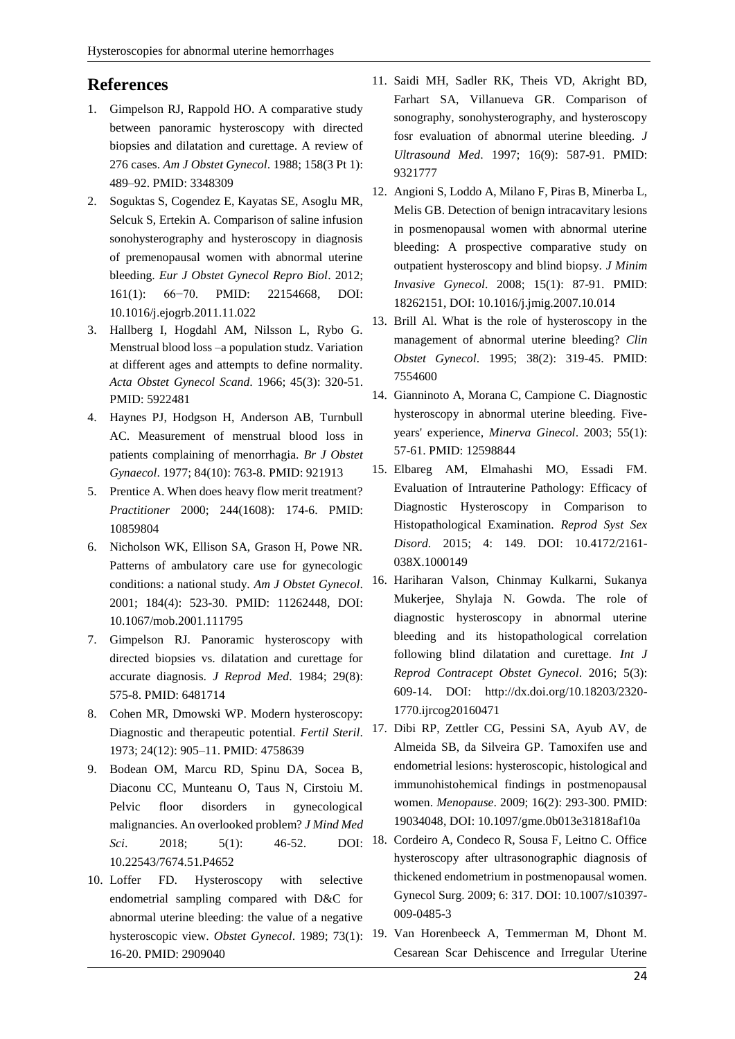## References

1. Gimpelson RJ, Rappold HO. A comparative study between panoramic hysteroscopy with directed biopsies and dilatation and curettage. A review of 276 cases. *Am J Obstet Gynecol*. 1988; 158(3 Pt 1): 489–92. PMID: 3348309
2. Soguktas S, Cogendez E, Kayatas SE, Asoglu MR, Selcuk S, Ertekin A. Comparison of saline infusion sonohysterography and hysteroscopy in diagnosis of premenopausal women with abnormal uterine bleeding. *Eur J Obstet Gynecol Repro Biol*. 2012; 161(1): 66−70. PMID: 22154668, DOI: 10.1016/j.ejogrb.2011.11.022
3. Hallberg I, Hogdahl AM, Nilsson L, Rybo G. Menstrual blood loss –a population studz. Variation at different ages and attempts to define normality. *Acta Obstet Gynecol Scand*. 1966; 45(3): 320-51. PMID: 5922481
4. Haynes PJ, Hodgson H, Anderson AB, Turnbull AC. Measurement of menstrual blood loss in patients complaining of menorrhagia. *Br J Obstet Gynaecol*. 1977; 84(10): 763-8. PMID: 921913
5. Prentice A. When does heavy flow merit treatment? *Practitioner* 2000; 244(1608): 174-6. PMID: 10859804
6. Nicholson WK, Ellison SA, Grason H, Powe NR. Patterns of ambulatory care use for gynecologic conditions: a national study. *Am J Obstet Gynecol*. 2001; 184(4): 523-30. PMID: 11262448, DOI: 10.1067/mob.2001.111795
7. Gimpelson RJ. Panoramic hysteroscopy with directed biopsies vs. dilatation and curettage for accurate diagnosis. *J Reprod Med*. 1984; 29(8): 575-8. PMID: 6481714
8. Cohen MR, Dmowski WP. Modern hysteroscopy: Diagnostic and therapeutic potential. *Fertil Steril*. 1973; 24(12): 905–11. PMID: 4758639
9. Bodean OM, Marcu RD, Spinu DA, Socea B, Diaconu CC, Munteanu O, Taus N, Cirstoiu M. Pelvic floor disorders in gynecological malignancies. An overlooked problem? *J Mind Med Sci*. 2018; 5(1): 46-52. DOI: 10.22543/7674.51.P4652
10. Loffer FD. Hysteroscopy with selective endometrial sampling compared with D&C for abnormal uterine bleeding: the value of a negative hysteroscopic view. *Obstet Gynecol*. 1989; 73(1): 16-20. PMID: 2909040
11. Saidi MH, Sadler RK, Theis VD, Akright BD, Farhart SA, Villanueva GR. Comparison of sonography, sonohysterography, and hysteroscopy fosr evaluation of abnormal uterine bleeding. *J Ultrasound Med*. 1997; 16(9): 587-91. PMID: 9321777
12. Angioni S, Loddo A, Milano F, Piras B, Minerba L, Melis GB. Detection of benign intracavitary lesions in posmenopausal women with abnormal uterine bleeding: A prospective comparative study on outpatient hysteroscopy and blind biopsy. *J Minim Invasive Gynecol*. 2008; 15(1): 87-91. PMID: 18262151, DOI: 10.1016/j.jmig.2007.10.014
13. Brill Al. What is the role of hysteroscopy in the management of abnormal uterine bleeding? *Clin Obstet Gynecol*. 1995; 38(2): 319-45. PMID: 7554600
14. Gianninoto A, Morana C, Campione C. Diagnostic hysteroscopy in abnormal uterine bleeding. Five-years' experience, *Minerva Ginecol*. 2003; 55(1): 57-61. PMID: 12598844
15. Elbareg AM, Elmahashi MO, Essadi FM. Evaluation of Intrauterine Pathology: Efficacy of Diagnostic Hysteroscopy in Comparison to Histopathological Examination. *Reprod Syst Sex Disord*. 2015; 4: 149. DOI: 10.4172/2161-038X.1000149
16. Hariharan Valson, Chinmay Kulkarni, Sukanya Mukerjee, Shylaja N. Gowda. The role of diagnostic hysteroscopy in abnormal uterine bleeding and its histopathological correlation following blind dilatation and curettage. *Int J Reprod Contracept Obstet Gynecol*. 2016; 5(3): 609-14. DOI: http://dx.doi.org/10.18203/2320-1770.ijrcog20160471
17. Dibi RP, Zettler CG, Pessini SA, Ayub AV, de Almeida SB, da Silveira GP. Tamoxifen use and endometrial lesions: hysteroscopic, histological and immunohistohemical findings in postmenopausal women. *Menopause*. 2009; 16(2): 293-300. PMID: 19034048, DOI: 10.1097/gme.0b013e31818af10a
18. Cordeiro A, Condeco R, Sousa F, Leitno C. Office hysteroscopy after ultrasonographic diagnosis of thickened endometrium in postmenopausal women. Gynecol Surg. 2009; 6: 317. DOI: 10.1007/s10397-009-0485-3
19. Van Horenbeeck A, Temmerman M, Dhont M. Cesarean Scar Dehiscence and Irregular Uterine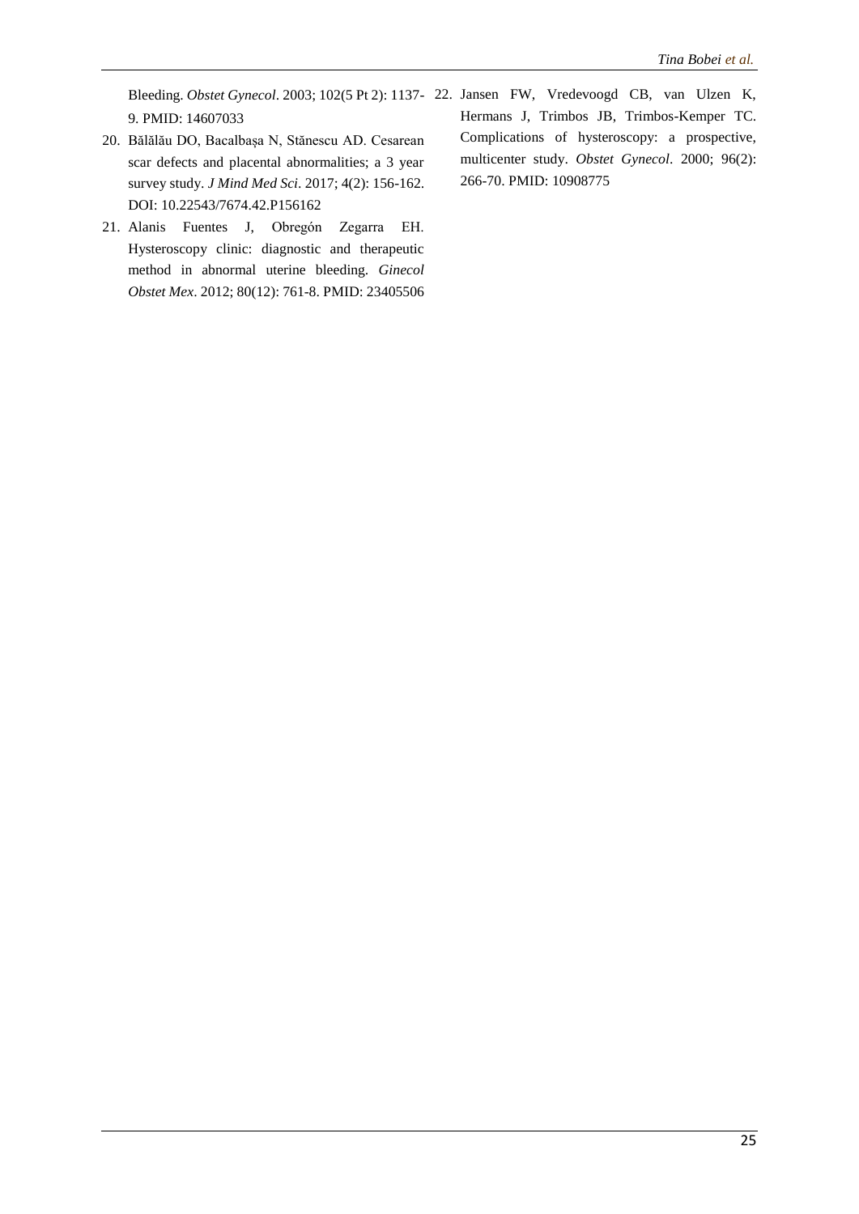Bleeding. *Obstet Gynecol*. 2003; 102(5 Pt 2): 1137-9. PMID: 14607033

20. Bălălău DO, Bacalbașa N, Stănescu AD. Cesarean scar defects and placental abnormalities; a 3 year survey study. *J Mind Med Sci*. 2017; 4(2): 156-162. DOI: 10.22543/7674.42.P156162
21. Alanis Fuentes J, Obregón Zegarra EH. Hysteroscopy clinic: diagnostic and therapeutic method in abnormal uterine bleeding. *Ginecol Obstet Mex*. 2012; 80(12): 761-8. PMID: 23405506
22. Jansen FW, Vredevoogd CB, van Ulzen K, Hermans J, Trimbos JB, Trimbos-Kemper TC. Complications of hysteroscopy: a prospective, multicenter study. *Obstet Gynecol*. 2000; 96(2): 266-70. PMID: 10908775